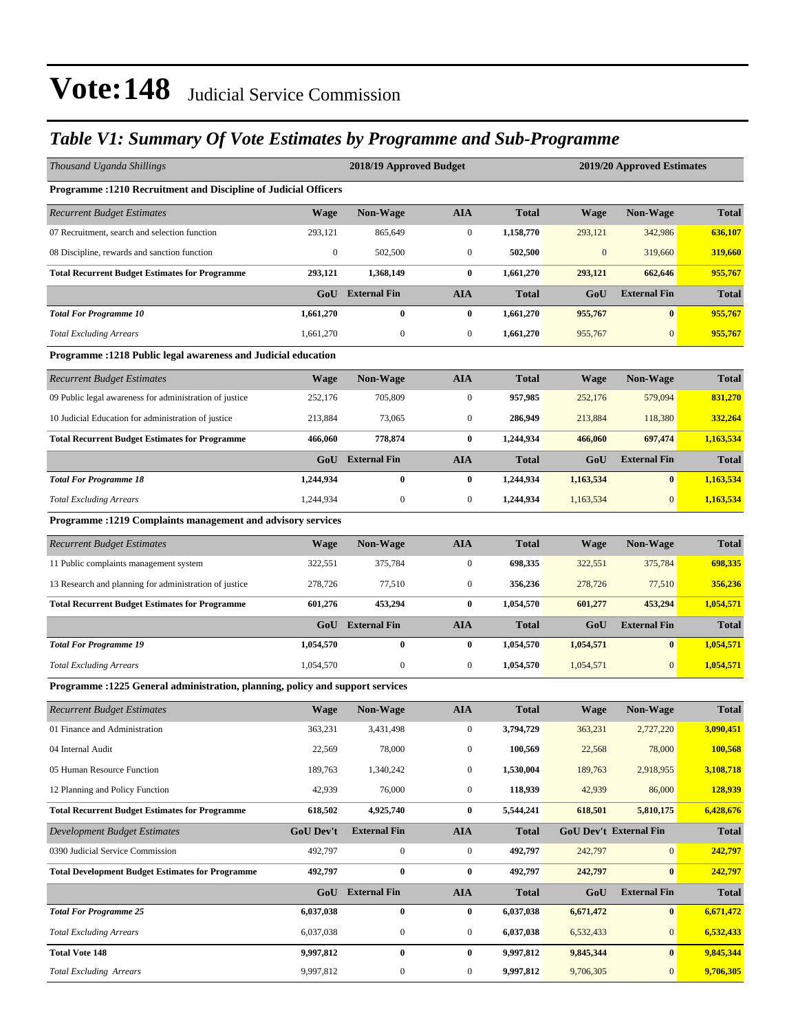# Vote:148 Judicial Service Commission

## *Table V1: Summary Of Vote Estimates by Programme and Sub-Programme*

| *Thousand Uganda Shillings* | 2018/19 Approved Budget | | | | 2019/20 Approved Estimates | | |
|---|---|---|---|---|---|---|---|
| **Programme :1210 Recruitment and Discipline of Judicial Officers** | | | | | | | |
| *Recurrent Budget Estimates* | **Wage** | **Non-Wage** | **AIA** | **Total** | **Wage** | **Non-Wage** | **Total** |
| 07 Recruitment, search and selection function | 293,121 | 865,649 | 0 | **1,158,770** | 293,121 | 342,986 | **636,107** |
| 08 Discipline, rewards and sanction function | 0 | 502,500 | 0 | **502,500** | 0 | 319,660 | **319,660** |
| **Total Recurrent Budget Estimates for Programme** | **293,121** | **1,368,149** | **0** | **1,661,270** | **293,121** | **662,646** | **955,767** |
| | **GoU** | **External Fin** | **AIA** | **Total** | **GoU** | **External Fin** | **Total** |
| ***Total For Programme 10*** | **1,661,270** | **0** | **0** | **1,661,270** | **955,767** | **0** | **955,767** |
| *Total Excluding Arrears* | 1,661,270 | 0 | 0 | **1,661,270** | 955,767 | 0 | **955,767** |
| **Programme :1218 Public legal awareness and Judicial education** | | | | | | | |
| *Recurrent Budget Estimates* | **Wage** | **Non-Wage** | **AIA** | **Total** | **Wage** | **Non-Wage** | **Total** |
| 09 Public legal awareness for administration of justice | 252,176 | 705,809 | 0 | **957,985** | 252,176 | 579,094 | **831,270** |
| 10 Judicial Education for administration of justice | 213,884 | 73,065 | 0 | **286,949** | 213,884 | 118,380 | **332,264** |
| **Total Recurrent Budget Estimates for Programme** | **466,060** | **778,874** | **0** | **1,244,934** | **466,060** | **697,474** | **1,163,534** |
| | **GoU** | **External Fin** | **AIA** | **Total** | **GoU** | **External Fin** | **Total** |
| ***Total For Programme 18*** | **1,244,934** | **0** | **0** | **1,244,934** | **1,163,534** | **0** | **1,163,534** |
| *Total Excluding Arrears* | 1,244,934 | 0 | 0 | **1,244,934** | 1,163,534 | 0 | **1,163,534** |
| **Programme :1219 Complaints management and advisory services** | | | | | | | |
| *Recurrent Budget Estimates* | **Wage** | **Non-Wage** | **AIA** | **Total** | **Wage** | **Non-Wage** | **Total** |
| 11 Public complaints management system | 322,551 | 375,784 | 0 | **698,335** | 322,551 | 375,784 | **698,335** |
| 13 Research and planning for administration of justice | 278,726 | 77,510 | 0 | **356,236** | 278,726 | 77,510 | **356,236** |
| **Total Recurrent Budget Estimates for Programme** | **601,276** | **453,294** | **0** | **1,054,570** | **601,277** | **453,294** | **1,054,571** |
| | **GoU** | **External Fin** | **AIA** | **Total** | **GoU** | **External Fin** | **Total** |
| ***Total For Programme 19*** | **1,054,570** | **0** | **0** | **1,054,570** | **1,054,571** | **0** | **1,054,571** |
| *Total Excluding Arrears* | 1,054,570 | 0 | 0 | **1,054,570** | 1,054,571 | 0 | **1,054,571** |
| **Programme :1225 General administration, planning, policy and support services** | | | | | | | |
| *Recurrent Budget Estimates* | **Wage** | **Non-Wage** | **AIA** | **Total** | **Wage** | **Non-Wage** | **Total** |
| 01 Finance and Administration | 363,231 | 3,431,498 | 0 | **3,794,729** | 363,231 | 2,727,220 | **3,090,451** |
| 04 Internal Audit | 22,569 | 78,000 | 0 | **100,569** | 22,568 | 78,000 | **100,568** |
| 05 Human Resource Function | 189,763 | 1,340,242 | 0 | **1,530,004** | 189,763 | 2,918,955 | **3,108,718** |
| 12 Planning and Policy Function | 42,939 | 76,000 | 0 | **118,939** | 42,939 | 86,000 | **128,939** |
| **Total Recurrent Budget Estimates for Programme** | **618,502** | **4,925,740** | **0** | **5,544,241** | **618,501** | **5,810,175** | **6,428,676** |
| *Development Budget Estimates* | **GoU Dev't** | **External Fin** | **AIA** | **Total** | **GoU Dev't** | **External Fin** | **Total** |
| 0390 Judicial Service Commission | 492,797 | 0 | 0 | **492,797** | 242,797 | 0 | **242,797** |
| **Total Development Budget Estimates for Programme** | **492,797** | **0** | **0** | **492,797** | **242,797** | **0** | **242,797** |
| | **GoU** | **External Fin** | **AIA** | **Total** | **GoU** | **External Fin** | **Total** |
| ***Total For Programme 25*** | **6,037,038** | **0** | **0** | **6,037,038** | **6,671,472** | **0** | **6,671,472** |
| *Total Excluding Arrears* | 6,037,038 | 0 | 0 | **6,037,038** | 6,532,433 | 0 | **6,532,433** |
| **Total Vote 148** | **9,997,812** | **0** | **0** | **9,997,812** | **9,845,344** | **0** | **9,845,344** |
| *Total Excluding Arrears* | 9,997,812 | 0 | 0 | **9,997,812** | 9,706,305 | 0 | **9,706,305** |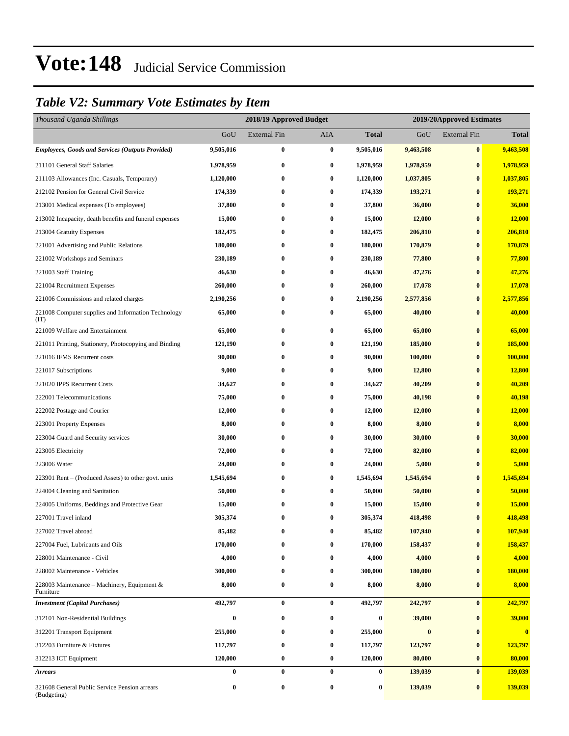# Vote:148 Judicial Service Commission

## *Table V2: Summary Vote Estimates by Item*

| *Thousand Uganda Shillings* | 2018/19 Approved Budget | | | | 2019/20Approved Estimates | | |
|---|---|---|---|---|---|---|---|
| | GoU | External Fin | AIA | **Total** | GoU | External Fin | **Total** |
| ***Employees, Goods and Services (Outputs Provided)*** | **9,505,016** | **0** | **0** | **9,505,016** | **9,463,508** | **0** | **9,463,508** |
| 211101 General Staff Salaries | **1,978,959** | **0** | **0** | **1,978,959** | **1,978,959** | **0** | **1,978,959** |
| 211103 Allowances (Inc. Casuals, Temporary) | **1,120,000** | **0** | **0** | **1,120,000** | **1,037,805** | **0** | **1,037,805** |
| 212102 Pension for General Civil Service | **174,339** | **0** | **0** | **174,339** | **193,271** | **0** | **193,271** |
| 213001 Medical expenses (To employees) | **37,800** | **0** | **0** | **37,800** | **36,000** | **0** | **36,000** |
| 213002 Incapacity, death benefits and funeral expenses | **15,000** | **0** | **0** | **15,000** | **12,000** | **0** | **12,000** |
| 213004 Gratuity Expenses | **182,475** | **0** | **0** | **182,475** | **206,810** | **0** | **206,810** |
| 221001 Advertising and Public Relations | **180,000** | **0** | **0** | **180,000** | **170,879** | **0** | **170,879** |
| 221002 Workshops and Seminars | **230,189** | **0** | **0** | **230,189** | **77,800** | **0** | **77,800** |
| 221003 Staff Training | **46,630** | **0** | **0** | **46,630** | **47,276** | **0** | **47,276** |
| 221004 Recruitment Expenses | **260,000** | **0** | **0** | **260,000** | **17,078** | **0** | **17,078** |
| 221006 Commissions and related charges | **2,190,256** | **0** | **0** | **2,190,256** | **2,577,856** | **0** | **2,577,856** |
| 221008 Computer supplies and Information Technology (IT) | **65,000** | **0** | **0** | **65,000** | **40,000** | **0** | **40,000** |
| 221009 Welfare and Entertainment | **65,000** | **0** | **0** | **65,000** | **65,000** | **0** | **65,000** |
| 221011 Printing, Stationery, Photocopying and Binding | **121,190** | **0** | **0** | **121,190** | **185,000** | **0** | **185,000** |
| 221016 IFMS Recurrent costs | **90,000** | **0** | **0** | **90,000** | **100,000** | **0** | **100,000** |
| 221017 Subscriptions | **9,000** | **0** | **0** | **9,000** | **12,800** | **0** | **12,800** |
| 221020 IPPS Recurrent Costs | **34,627** | **0** | **0** | **34,627** | **40,209** | **0** | **40,209** |
| 222001 Telecommunications | **75,000** | **0** | **0** | **75,000** | **40,198** | **0** | **40,198** |
| 222002 Postage and Courier | **12,000** | **0** | **0** | **12,000** | **12,000** | **0** | **12,000** |
| 223001 Property Expenses | **8,000** | **0** | **0** | **8,000** | **8,000** | **0** | **8,000** |
| 223004 Guard and Security services | **30,000** | **0** | **0** | **30,000** | **30,000** | **0** | **30,000** |
| 223005 Electricity | **72,000** | **0** | **0** | **72,000** | **82,000** | **0** | **82,000** |
| 223006 Water | **24,000** | **0** | **0** | **24,000** | **5,000** | **0** | **5,000** |
| 223901 Rent – (Produced Assets) to other govt. units | **1,545,694** | **0** | **0** | **1,545,694** | **1,545,694** | **0** | **1,545,694** |
| 224004 Cleaning and Sanitation | **50,000** | **0** | **0** | **50,000** | **50,000** | **0** | **50,000** |
| 224005 Uniforms, Beddings and Protective Gear | **15,000** | **0** | **0** | **15,000** | **15,000** | **0** | **15,000** |
| 227001 Travel inland | **305,374** | **0** | **0** | **305,374** | **418,498** | **0** | **418,498** |
| 227002 Travel abroad | **85,482** | **0** | **0** | **85,482** | **107,940** | **0** | **107,940** |
| 227004 Fuel, Lubricants and Oils | **170,000** | **0** | **0** | **170,000** | **158,437** | **0** | **158,437** |
| 228001 Maintenance - Civil | **4,000** | **0** | **0** | **4,000** | **4,000** | **0** | **4,000** |
| 228002 Maintenance - Vehicles | **300,000** | **0** | **0** | **300,000** | **180,000** | **0** | **180,000** |
| 228003 Maintenance – Machinery, Equipment & Furniture | **8,000** | **0** | **0** | **8,000** | **8,000** | **0** | **8,000** |
| ***Investment (Capital Purchases)*** | **492,797** | **0** | **0** | **492,797** | **242,797** | **0** | **242,797** |
| 312101 Non-Residential Buildings | **0** | **0** | **0** | **0** | **39,000** | **0** | **39,000** |
| 312201 Transport Equipment | **255,000** | **0** | **0** | **255,000** | **0** | **0** | **0** |
| 312203 Furniture & Fixtures | **117,797** | **0** | **0** | **117,797** | **123,797** | **0** | **123,797** |
| 312213 ICT Equipment | **120,000** | **0** | **0** | **120,000** | **80,000** | **0** | **80,000** |
| ***Arrears*** | **0** | **0** | **0** | **0** | **139,039** | **0** | **139,039** |
| 321608 General Public Service Pension arrears (Budgeting) | **0** | **0** | **0** | **0** | **139,039** | **0** | **139,039** |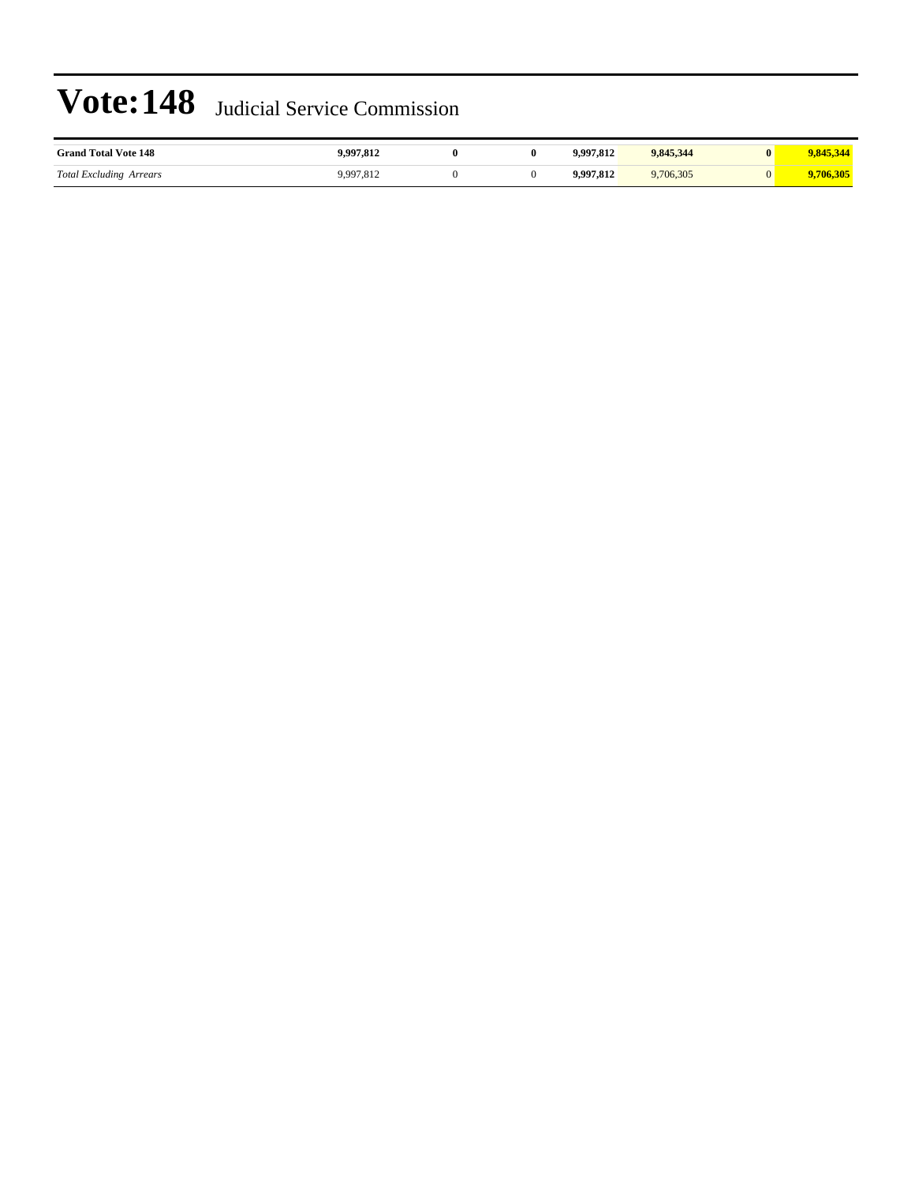# Vote:148 Judicial Service Commission

| | | | | | | | |
|---|---|---|---|---|---|---|---|
| **Grand Total Vote 148** | **9,997,812** | **0** | **0** | **9,997,812** | **9,845,344** | **0** | **9,845,344** |
| *Total Excluding Arrears* | 9,997,812 | 0 | 0 | **9,997,812** | 9,706,305 | 0 | **9,706,305** |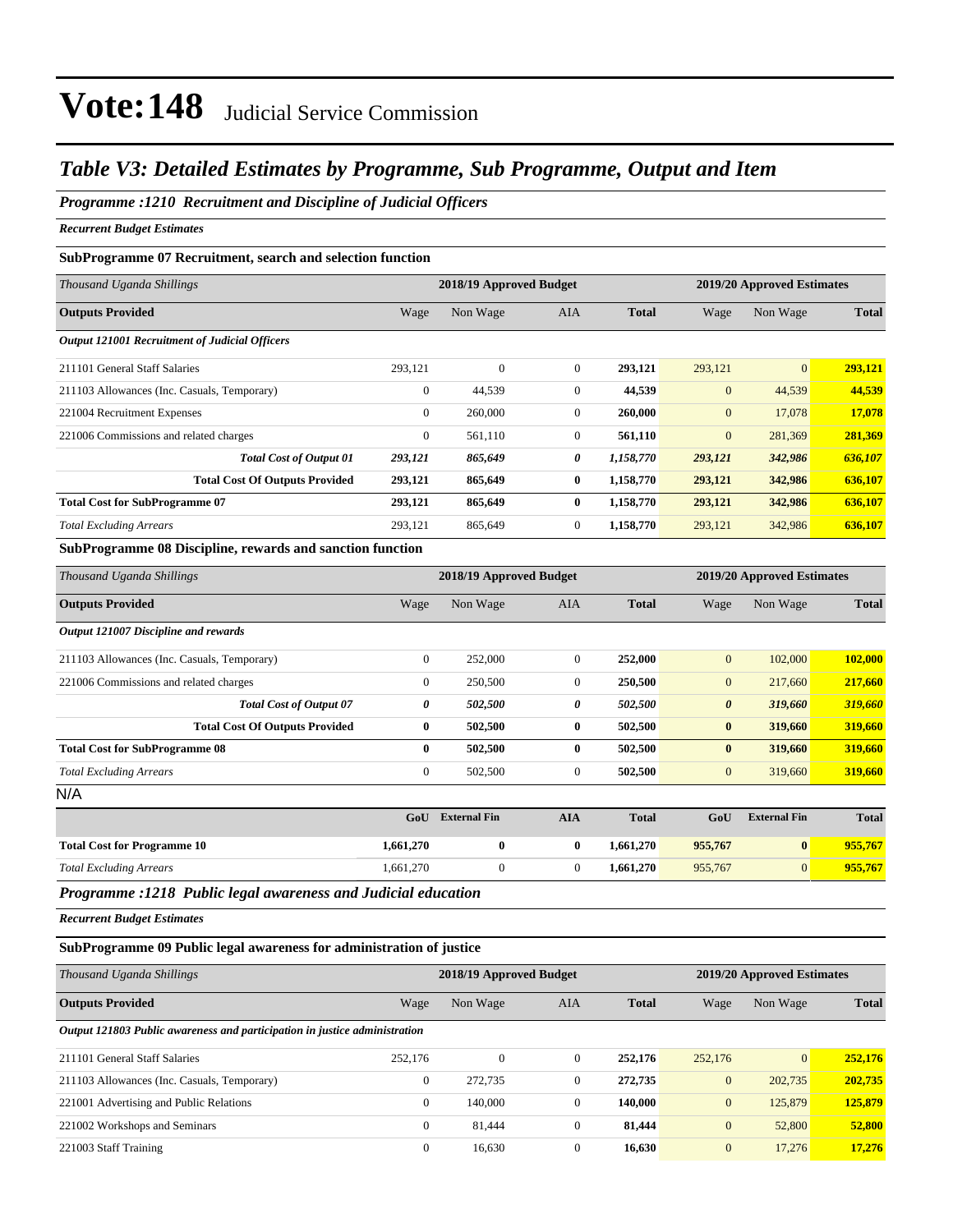# Vote:148 Judicial Service Commission

## Table V3: Detailed Estimates by Programme, Sub Programme, Output and Item

### Programme :1210 Recruitment and Discipline of Judicial Officers

*Recurrent Budget Estimates*

**SubProgramme 07 Recruitment, search and selection function**

| *Thousand Uganda Shillings* | 2018/19 Approved Budget | | | | 2019/20 Approved Estimates | | |
|---|---|---|---|---|---|---|---|
| **Outputs Provided** | Wage | Non Wage | AIA | **Total** | Wage | Non Wage | **Total** |
| ***Output 121001 Recruitment of Judicial Officers*** | | | | | | | |
| 211101 General Staff Salaries | 293,121 | 0 | 0 | **293,121** | 293,121 | 0 | **293,121** |
| 211103 Allowances (Inc. Casuals, Temporary) | 0 | 44,539 | 0 | **44,539** | 0 | 44,539 | **44,539** |
| 221004 Recruitment Expenses | 0 | 260,000 | 0 | **260,000** | 0 | 17,078 | **17,078** |
| 221006 Commissions and related charges | 0 | 561,110 | 0 | **561,110** | 0 | 281,369 | **281,369** |
| ***Total Cost of Output 01*** | ***293,121*** | ***865,649*** | ***0*** | ***1,158,770*** | ***293,121*** | ***342,986*** | ***636,107*** |
| **Total Cost Of Outputs Provided** | **293,121** | **865,649** | **0** | **1,158,770** | **293,121** | **342,986** | **636,107** |
| **Total Cost for SubProgramme 07** | **293,121** | **865,649** | **0** | **1,158,770** | **293,121** | **342,986** | **636,107** |
| *Total Excluding Arrears* | 293,121 | 865,649 | 0 | **1,158,770** | 293,121 | 342,986 | **636,107** |

**SubProgramme 08 Discipline, rewards and sanction function**

| *Thousand Uganda Shillings* | 2018/19 Approved Budget | | | | 2019/20 Approved Estimates | | |
|---|---|---|---|---|---|---|---|
| **Outputs Provided** | Wage | Non Wage | AIA | **Total** | Wage | Non Wage | **Total** |
| ***Output 121007 Discipline and rewards*** | | | | | | | |
| 211103 Allowances (Inc. Casuals, Temporary) | 0 | 252,000 | 0 | **252,000** | 0 | 102,000 | **102,000** |
| 221006 Commissions and related charges | 0 | 250,500 | 0 | **250,500** | 0 | 217,660 | **217,660** |
| ***Total Cost of Output 07*** | ***0*** | ***502,500*** | ***0*** | ***502,500*** | ***0*** | ***319,660*** | ***319,660*** |
| **Total Cost Of Outputs Provided** | **0** | **502,500** | **0** | **502,500** | **0** | **319,660** | **319,660** |
| **Total Cost for SubProgramme 08** | **0** | **502,500** | **0** | **502,500** | **0** | **319,660** | **319,660** |
| *Total Excluding Arrears* | 0 | 502,500 | 0 | **502,500** | 0 | 319,660 | **319,660** |

N/A

| | GoU | External Fin | AIA | Total | GoU | External Fin | Total |
|---|---|---|---|---|---|---|---|
| **Total Cost for Programme 10** | **1,661,270** | **0** | **0** | **1,661,270** | **955,767** | **0** | **955,767** |
| *Total Excluding Arrears* | 1,661,270 | 0 | 0 | **1,661,270** | 955,767 | 0 | **955,767** |

### Programme :1218 Public legal awareness and Judicial education

*Recurrent Budget Estimates*

**SubProgramme 09 Public legal awareness for administration of justice**

| *Thousand Uganda Shillings* | 2018/19 Approved Budget | | | | 2019/20 Approved Estimates | | |
|---|---|---|---|---|---|---|---|
| **Outputs Provided** | Wage | Non Wage | AIA | **Total** | Wage | Non Wage | **Total** |
| ***Output 121803 Public awareness and participation in justice administration*** | | | | | | | |
| 211101 General Staff Salaries | 252,176 | 0 | 0 | **252,176** | 252,176 | 0 | **252,176** |
| 211103 Allowances (Inc. Casuals, Temporary) | 0 | 272,735 | 0 | **272,735** | 0 | 202,735 | **202,735** |
| 221001 Advertising and Public Relations | 0 | 140,000 | 0 | **140,000** | 0 | 125,879 | **125,879** |
| 221002 Workshops and Seminars | 0 | 81,444 | 0 | **81,444** | 0 | 52,800 | **52,800** |
| 221003 Staff Training | 0 | 16,630 | 0 | **16,630** | 0 | 17,276 | **17,276** |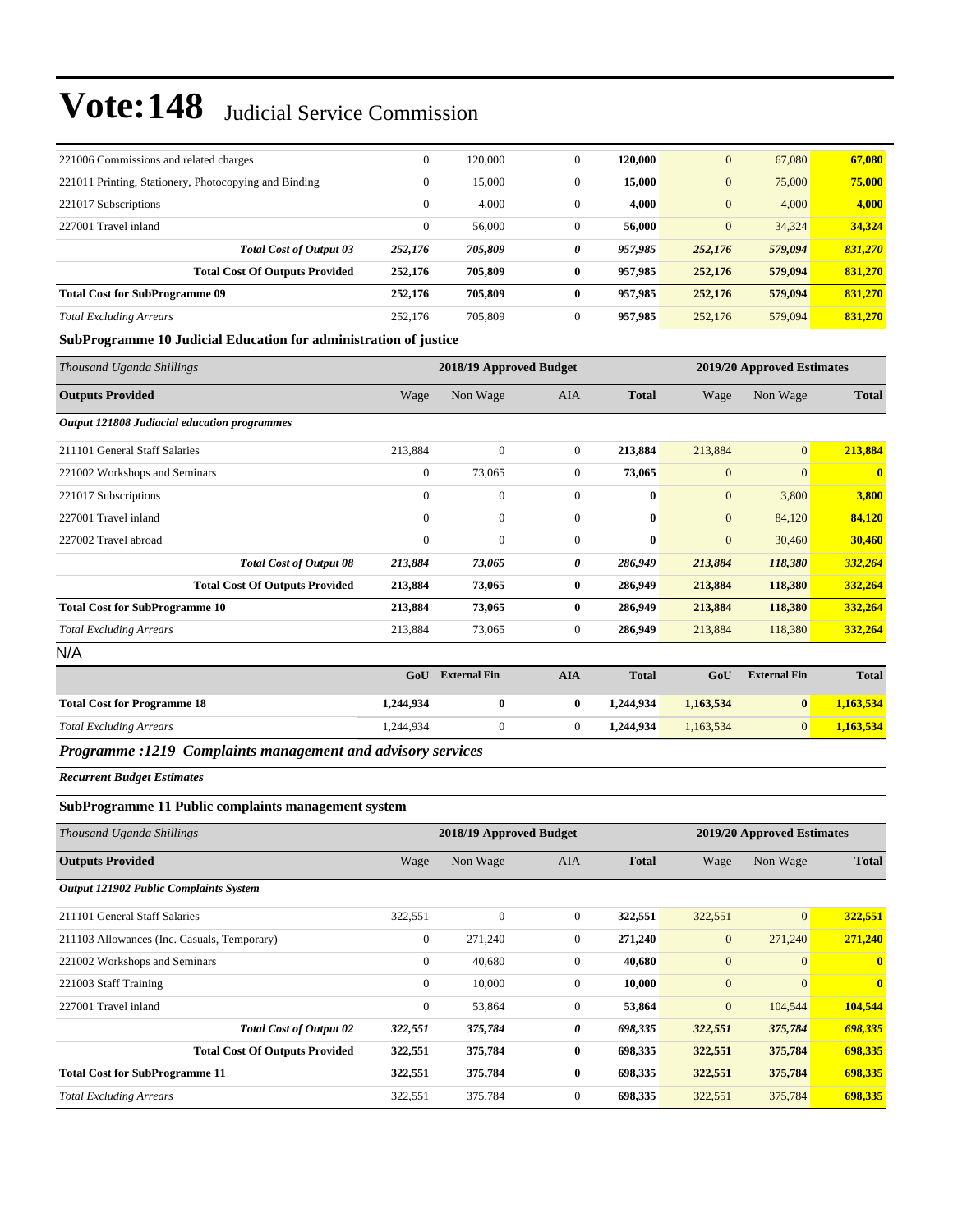# Vote:148 Judicial Service Commission

| | | | | | | | |
|---|---|---|---|---|---|---|---|
| 221006 Commissions and related charges | 0 | 120,000 | 0 | **120,000** | 0 | 67,080 | **67,080** |
| 221011 Printing, Stationery, Photocopying and Binding | 0 | 15,000 | 0 | **15,000** | 0 | 75,000 | **75,000** |
| 221017 Subscriptions | 0 | 4,000 | 0 | **4,000** | 0 | 4,000 | **4,000** |
| 227001 Travel inland | 0 | 56,000 | 0 | **56,000** | 0 | 34,324 | **34,324** |
| ***Total Cost of Output 03*** | ***252,176*** | ***705,809*** | ***0*** | ***957,985*** | ***252,176*** | ***579,094*** | ***831,270*** |
| **Total Cost Of Outputs Provided** | **252,176** | **705,809** | **0** | **957,985** | **252,176** | **579,094** | **831,270** |
| **Total Cost for SubProgramme 09** | **252,176** | **705,809** | **0** | **957,985** | **252,176** | **579,094** | **831,270** |
| *Total Excluding Arrears* | 252,176 | 705,809 | 0 | **957,985** | 252,176 | 579,094 | **831,270** |

**SubProgramme 10 Judicial Education for administration of justice**

| *Thousand Uganda Shillings* | 2018/19 Approved Budget | | | | 2019/20 Approved Estimates | | |
|---|---|---|---|---|---|---|---|
| **Outputs Provided** | Wage | Non Wage | AIA | **Total** | Wage | Non Wage | **Total** |
| ***Output 121808 Judiacial education programmes*** | | | | | | | |
| 211101 General Staff Salaries | 213,884 | 0 | 0 | **213,884** | 213,884 | 0 | **213,884** |
| 221002 Workshops and Seminars | 0 | 73,065 | 0 | **73,065** | 0 | 0 | **0** |
| 221017 Subscriptions | 0 | 0 | 0 | **0** | 0 | 3,800 | **3,800** |
| 227001 Travel inland | 0 | 0 | 0 | **0** | 0 | 84,120 | **84,120** |
| 227002 Travel abroad | 0 | 0 | 0 | **0** | 0 | 30,460 | **30,460** |
| ***Total Cost of Output 08*** | ***213,884*** | ***73,065*** | ***0*** | ***286,949*** | ***213,884*** | ***118,380*** | ***332,264*** |
| **Total Cost Of Outputs Provided** | **213,884** | **73,065** | **0** | **286,949** | **213,884** | **118,380** | **332,264** |
| **Total Cost for SubProgramme 10** | **213,884** | **73,065** | **0** | **286,949** | **213,884** | **118,380** | **332,264** |
| *Total Excluding Arrears* | 213,884 | 73,065 | 0 | **286,949** | 213,884 | 118,380 | **332,264** |

N/A

| | GoU | External Fin | AIA | Total | GoU | External Fin | Total |
|---|---|---|---|---|---|---|---|
| **Total Cost for Programme 18** | **1,244,934** | **0** | **0** | **1,244,934** | **1,163,534** | **0** | **1,163,534** |
| *Total Excluding Arrears* | 1,244,934 | 0 | 0 | **1,244,934** | 1,163,534 | 0 | **1,163,534** |

***Programme :1219 Complaints management and advisory services***

***Recurrent Budget Estimates***

**SubProgramme 11 Public complaints management system**

| *Thousand Uganda Shillings* | 2018/19 Approved Budget | | | | 2019/20 Approved Estimates | | |
|---|---|---|---|---|---|---|---|
| **Outputs Provided** | Wage | Non Wage | AIA | **Total** | Wage | Non Wage | **Total** |
| ***Output 121902 Public Complaints System*** | | | | | | | |
| 211101 General Staff Salaries | 322,551 | 0 | 0 | **322,551** | 322,551 | 0 | **322,551** |
| 211103 Allowances (Inc. Casuals, Temporary) | 0 | 271,240 | 0 | **271,240** | 0 | 271,240 | **271,240** |
| 221002 Workshops and Seminars | 0 | 40,680 | 0 | **40,680** | 0 | 0 | **0** |
| 221003 Staff Training | 0 | 10,000 | 0 | **10,000** | 0 | 0 | **0** |
| 227001 Travel inland | 0 | 53,864 | 0 | **53,864** | 0 | 104,544 | **104,544** |
| ***Total Cost of Output 02*** | ***322,551*** | ***375,784*** | ***0*** | ***698,335*** | ***322,551*** | ***375,784*** | ***698,335*** |
| **Total Cost Of Outputs Provided** | **322,551** | **375,784** | **0** | **698,335** | **322,551** | **375,784** | **698,335** |
| **Total Cost for SubProgramme 11** | **322,551** | **375,784** | **0** | **698,335** | **322,551** | **375,784** | **698,335** |
| *Total Excluding Arrears* | 322,551 | 375,784 | 0 | **698,335** | 322,551 | 375,784 | **698,335** |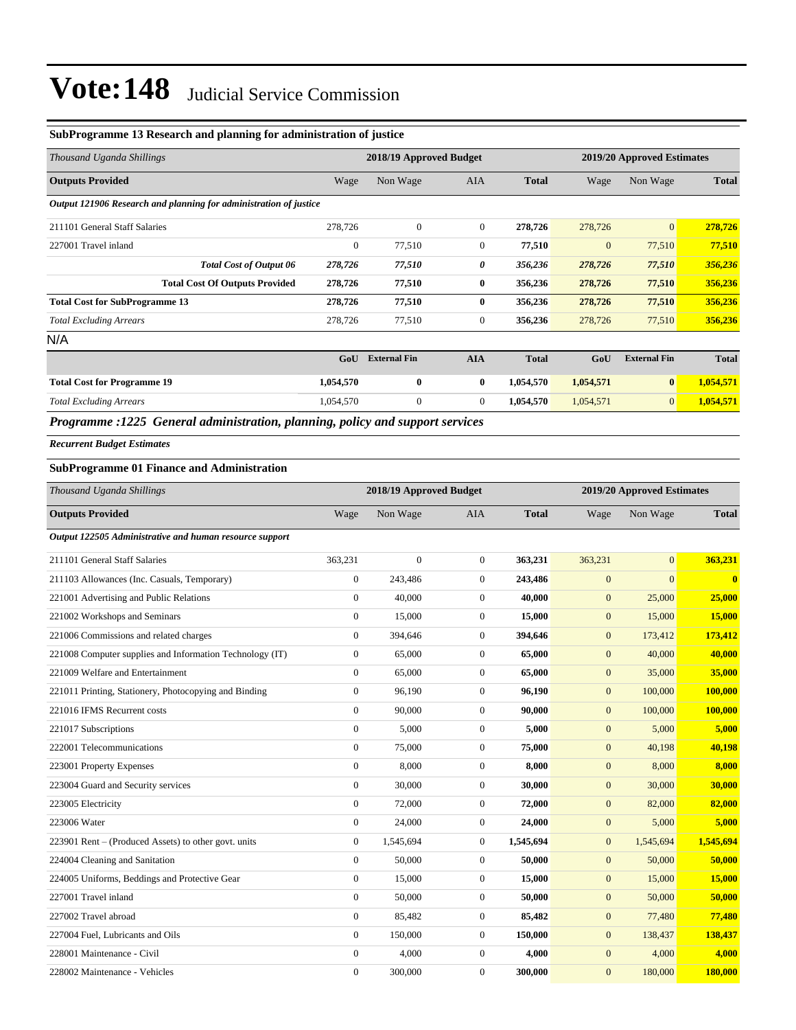# Vote:148 Judicial Service Commission

### SubProgramme 13 Research and planning for administration of justice

| *Thousand Uganda Shillings* | 2018/19 Approved Budget | | | | 2019/20 Approved Estimates | | |
|---|---|---|---|---|---|---|---|
| **Outputs Provided** | Wage | Non Wage | AIA | **Total** | Wage | Non Wage | **Total** |
| ***Output 121906 Research and planning for administration of justice*** | | | | | | | |
| 211101 General Staff Salaries | 278,726 | 0 | 0 | **278,726** | 278,726 | 0 | **278,726** |
| 227001 Travel inland | 0 | 77,510 | 0 | **77,510** | 0 | 77,510 | **77,510** |
| ***Total Cost of Output 06*** | ***278,726*** | ***77,510*** | ***0*** | ***356,236*** | ***278,726*** | ***77,510*** | ***356,236*** |
| **Total Cost Of Outputs Provided** | **278,726** | **77,510** | **0** | **356,236** | **278,726** | **77,510** | **356,236** |
| **Total Cost for SubProgramme 13** | **278,726** | **77,510** | **0** | **356,236** | **278,726** | **77,510** | **356,236** |
| *Total Excluding Arrears* | 278,726 | 77,510 | 0 | **356,236** | 278,726 | 77,510 | **356,236** |

N/A

| | GoU | External Fin | AIA | Total | GoU | External Fin | Total |
|---|---|---|---|---|---|---|---|
| **Total Cost for Programme 19** | **1,054,570** | **0** | **0** | **1,054,570** | **1,054,571** | **0** | **1,054,571** |
| *Total Excluding Arrears* | 1,054,570 | 0 | 0 | **1,054,570** | 1,054,571 | 0 | **1,054,571** |

## *Programme :1225 General administration, planning, policy and support services*

***Recurrent Budget Estimates***

### SubProgramme 01 Finance and Administration

| *Thousand Uganda Shillings* | 2018/19 Approved Budget | | | | 2019/20 Approved Estimates | | |
|---|---|---|---|---|---|---|---|
| **Outputs Provided** | Wage | Non Wage | AIA | **Total** | Wage | Non Wage | **Total** |
| ***Output 122505 Administrative and human resource support*** | | | | | | | |
| 211101 General Staff Salaries | 363,231 | 0 | 0 | **363,231** | 363,231 | 0 | **363,231** |
| 211103 Allowances (Inc. Casuals, Temporary) | 0 | 243,486 | 0 | **243,486** | 0 | 0 | **0** |
| 221001 Advertising and Public Relations | 0 | 40,000 | 0 | **40,000** | 0 | 25,000 | **25,000** |
| 221002 Workshops and Seminars | 0 | 15,000 | 0 | **15,000** | 0 | 15,000 | **15,000** |
| 221006 Commissions and related charges | 0 | 394,646 | 0 | **394,646** | 0 | 173,412 | **173,412** |
| 221008 Computer supplies and Information Technology (IT) | 0 | 65,000 | 0 | **65,000** | 0 | 40,000 | **40,000** |
| 221009 Welfare and Entertainment | 0 | 65,000 | 0 | **65,000** | 0 | 35,000 | **35,000** |
| 221011 Printing, Stationery, Photocopying and Binding | 0 | 96,190 | 0 | **96,190** | 0 | 100,000 | **100,000** |
| 221016 IFMS Recurrent costs | 0 | 90,000 | 0 | **90,000** | 0 | 100,000 | **100,000** |
| 221017 Subscriptions | 0 | 5,000 | 0 | **5,000** | 0 | 5,000 | **5,000** |
| 222001 Telecommunications | 0 | 75,000 | 0 | **75,000** | 0 | 40,198 | **40,198** |
| 223001 Property Expenses | 0 | 8,000 | 0 | **8,000** | 0 | 8,000 | **8,000** |
| 223004 Guard and Security services | 0 | 30,000 | 0 | **30,000** | 0 | 30,000 | **30,000** |
| 223005 Electricity | 0 | 72,000 | 0 | **72,000** | 0 | 82,000 | **82,000** |
| 223006 Water | 0 | 24,000 | 0 | **24,000** | 0 | 5,000 | **5,000** |
| 223901 Rent – (Produced Assets) to other govt. units | 0 | 1,545,694 | 0 | **1,545,694** | 0 | 1,545,694 | **1,545,694** |
| 224004 Cleaning and Sanitation | 0 | 50,000 | 0 | **50,000** | 0 | 50,000 | **50,000** |
| 224005 Uniforms, Beddings and Protective Gear | 0 | 15,000 | 0 | **15,000** | 0 | 15,000 | **15,000** |
| 227001 Travel inland | 0 | 50,000 | 0 | **50,000** | 0 | 50,000 | **50,000** |
| 227002 Travel abroad | 0 | 85,482 | 0 | **85,482** | 0 | 77,480 | **77,480** |
| 227004 Fuel, Lubricants and Oils | 0 | 150,000 | 0 | **150,000** | 0 | 138,437 | **138,437** |
| 228001 Maintenance - Civil | 0 | 4,000 | 0 | **4,000** | 0 | 4,000 | **4,000** |
| 228002 Maintenance - Vehicles | 0 | 300,000 | 0 | **300,000** | 0 | 180,000 | **180,000** |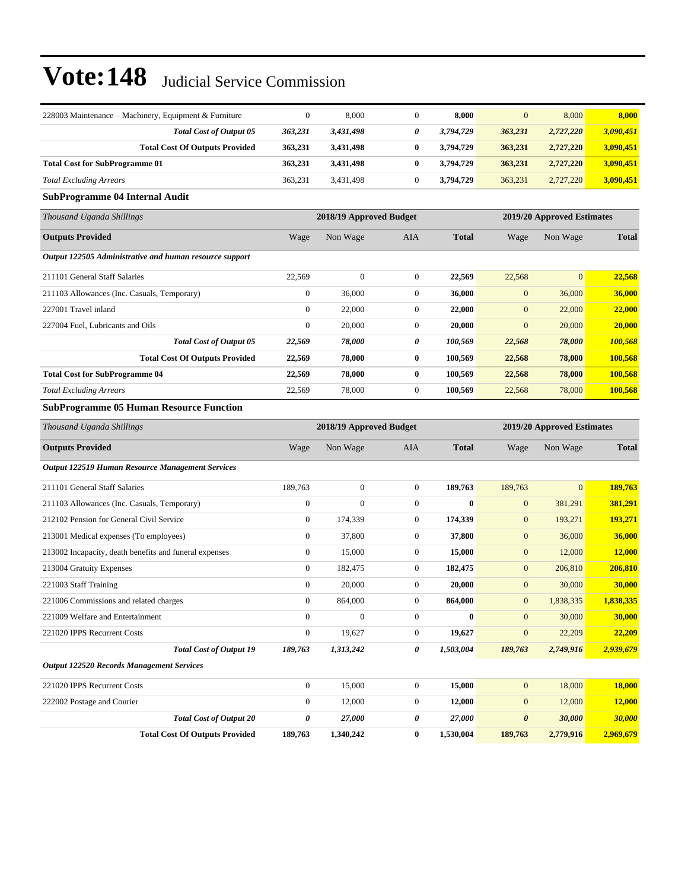# Vote:148 Judicial Service Commission

| | | | | | | | |
|---|---|---|---|---|---|---|---|
| 228003 Maintenance – Machinery, Equipment & Furniture | 0 | 8,000 | 0 | **8,000** | 0 | 8,000 | **8,000** |
| ***Total Cost of Output 05*** | ***363,231*** | ***3,431,498*** | ***0*** | ***3,794,729*** | ***363,231*** | ***2,727,220*** | ***3,090,451*** |
| **Total Cost Of Outputs Provided** | **363,231** | **3,431,498** | **0** | **3,794,729** | **363,231** | **2,727,220** | **3,090,451** |
| **Total Cost for SubProgramme 01** | **363,231** | **3,431,498** | **0** | **3,794,729** | **363,231** | **2,727,220** | **3,090,451** |
| *Total Excluding Arrears* | 363,231 | 3,431,498 | 0 | **3,794,729** | 363,231 | 2,727,220 | **3,090,451** |

**SubProgramme 04 Internal Audit**

| *Thousand Uganda Shillings* | 2018/19 Approved Budget | | | | 2019/20 Approved Estimates | | |
|---|---|---|---|---|---|---|---|
| **Outputs Provided** | Wage | Non Wage | AIA | **Total** | Wage | Non Wage | **Total** |
| ***Output 122505 Administrative and human resource support*** | | | | | | | |
| 211101 General Staff Salaries | 22,569 | 0 | 0 | **22,569** | 22,568 | 0 | **22,568** |
| 211103 Allowances (Inc. Casuals, Temporary) | 0 | 36,000 | 0 | **36,000** | 0 | 36,000 | **36,000** |
| 227001 Travel inland | 0 | 22,000 | 0 | **22,000** | 0 | 22,000 | **22,000** |
| 227004 Fuel, Lubricants and Oils | 0 | 20,000 | 0 | **20,000** | 0 | 20,000 | **20,000** |
| ***Total Cost of Output 05*** | ***22,569*** | ***78,000*** | ***0*** | ***100,569*** | ***22,568*** | ***78,000*** | ***100,568*** |
| **Total Cost Of Outputs Provided** | **22,569** | **78,000** | **0** | **100,569** | **22,568** | **78,000** | **100,568** |
| **Total Cost for SubProgramme 04** | **22,569** | **78,000** | **0** | **100,569** | **22,568** | **78,000** | **100,568** |
| *Total Excluding Arrears* | 22,569 | 78,000 | 0 | **100,569** | 22,568 | 78,000 | **100,568** |

**SubProgramme 05 Human Resource Function**

| *Thousand Uganda Shillings* | 2018/19 Approved Budget | | | | 2019/20 Approved Estimates | | |
|---|---|---|---|---|---|---|---|
| **Outputs Provided** | Wage | Non Wage | AIA | **Total** | Wage | Non Wage | **Total** |
| ***Output 122519 Human Resource Management Services*** | | | | | | | |
| 211101 General Staff Salaries | 189,763 | 0 | 0 | **189,763** | 189,763 | 0 | **189,763** |
| 211103 Allowances (Inc. Casuals, Temporary) | 0 | 0 | 0 | **0** | 0 | 381,291 | **381,291** |
| 212102 Pension for General Civil Service | 0 | 174,339 | 0 | **174,339** | 0 | 193,271 | **193,271** |
| 213001 Medical expenses (To employees) | 0 | 37,800 | 0 | **37,800** | 0 | 36,000 | **36,000** |
| 213002 Incapacity, death benefits and funeral expenses | 0 | 15,000 | 0 | **15,000** | 0 | 12,000 | **12,000** |
| 213004 Gratuity Expenses | 0 | 182,475 | 0 | **182,475** | 0 | 206,810 | **206,810** |
| 221003 Staff Training | 0 | 20,000 | 0 | **20,000** | 0 | 30,000 | **30,000** |
| 221006 Commissions and related charges | 0 | 864,000 | 0 | **864,000** | 0 | 1,838,335 | **1,838,335** |
| 221009 Welfare and Entertainment | 0 | 0 | 0 | **0** | 0 | 30,000 | **30,000** |
| 221020 IPPS Recurrent Costs | 0 | 19,627 | 0 | **19,627** | 0 | 22,209 | **22,209** |
| ***Total Cost of Output 19*** | ***189,763*** | ***1,313,242*** | ***0*** | ***1,503,004*** | ***189,763*** | ***2,749,916*** | ***2,939,679*** |
| ***Output 122520 Records Management Services*** | | | | | | | |
| 221020 IPPS Recurrent Costs | 0 | 15,000 | 0 | **15,000** | 0 | 18,000 | **18,000** |
| 222002 Postage and Courier | 0 | 12,000 | 0 | **12,000** | 0 | 12,000 | **12,000** |
| ***Total Cost of Output 20*** | ***0*** | ***27,000*** | ***0*** | ***27,000*** | ***0*** | ***30,000*** | ***30,000*** |
| **Total Cost Of Outputs Provided** | **189,763** | **1,340,242** | **0** | **1,530,004** | **189,763** | **2,779,916** | **2,969,679** |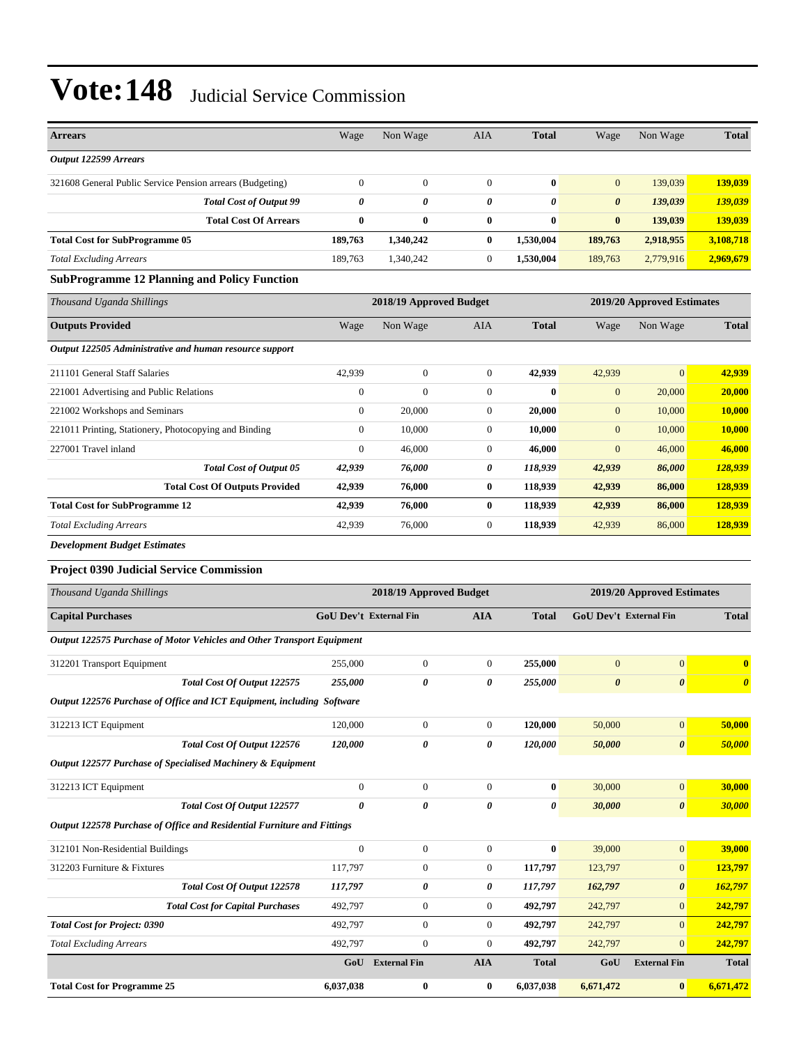# Vote:148 Judicial Service Commission

| Arrears | Wage | Non Wage | AIA | Total | Wage | Non Wage | Total |
|---|---|---|---|---|---|---|---|
| *Output 122599 Arrears* | | | | | | | |
| 321608 General Public Service Pension arrears (Budgeting) | 0 | 0 | 0 | **0** | 0 | 139,039 | **139,039** |
| ***Total Cost of Output 99*** | ***0*** | ***0*** | ***0*** | ***0*** | ***0*** | ***139,039*** | ***139,039*** |
| **Total Cost Of Arrears** | **0** | **0** | **0** | **0** | **0** | **139,039** | **139,039** |
| **Total Cost for SubProgramme 05** | **189,763** | **1,340,242** | **0** | **1,530,004** | **189,763** | **2,918,955** | **3,108,718** |
| *Total Excluding Arrears* | 189,763 | 1,340,242 | 0 | **1,530,004** | 189,763 | 2,779,916 | **2,969,679** |

### SubProgramme 12 Planning and Policy Function

| *Thousand Uganda Shillings* | 2018/19 Approved Budget | | | | 2019/20 Approved Estimates | | |
|---|---|---|---|---|---|---|---|
| **Outputs Provided** | Wage | Non Wage | AIA | Total | Wage | Non Wage | Total |
| *Output 122505 Administrative and human resource support* | | | | | | | |
| 211101 General Staff Salaries | 42,939 | 0 | 0 | **42,939** | 42,939 | 0 | **42,939** |
| 221001 Advertising and Public Relations | 0 | 0 | 0 | **0** | 0 | 20,000 | **20,000** |
| 221002 Workshops and Seminars | 0 | 20,000 | 0 | **20,000** | 0 | 10,000 | **10,000** |
| 221011 Printing, Stationery, Photocopying and Binding | 0 | 10,000 | 0 | **10,000** | 0 | 10,000 | **10,000** |
| 227001 Travel inland | 0 | 46,000 | 0 | **46,000** | 0 | 46,000 | **46,000** |
| ***Total Cost of Output 05*** | ***42,939*** | ***76,000*** | ***0*** | ***118,939*** | ***42,939*** | ***86,000*** | ***128,939*** |
| **Total Cost Of Outputs Provided** | **42,939** | **76,000** | **0** | **118,939** | **42,939** | **86,000** | **128,939** |
| **Total Cost for SubProgramme 12** | **42,939** | **76,000** | **0** | **118,939** | **42,939** | **86,000** | **128,939** |
| *Total Excluding Arrears* | 42,939 | 76,000 | 0 | **118,939** | 42,939 | 86,000 | **128,939** |

***Development Budget Estimates***

### Project 0390 Judicial Service Commission

| *Thousand Uganda Shillings* | 2018/19 Approved Budget | | | | 2019/20 Approved Estimates | | |
|---|---|---|---|---|---|---|---|
| **Capital Purchases** | GoU Dev't | External Fin | AIA | Total | GoU Dev't | External Fin | Total |
| *Output 122575 Purchase of Motor Vehicles and Other Transport Equipment* | | | | | | | |
| 312201 Transport Equipment | 255,000 | 0 | 0 | **255,000** | 0 | 0 | **0** |
| ***Total Cost Of Output 122575*** | ***255,000*** | ***0*** | ***0*** | ***255,000*** | ***0*** | ***0*** | ***0*** |
| *Output 122576 Purchase of Office and ICT Equipment, including Software* | | | | | | | |
| 312213 ICT Equipment | 120,000 | 0 | 0 | **120,000** | 50,000 | 0 | **50,000** |
| ***Total Cost Of Output 122576*** | ***120,000*** | ***0*** | ***0*** | ***120,000*** | ***50,000*** | ***0*** | ***50,000*** |
| *Output 122577 Purchase of Specialised Machinery & Equipment* | | | | | | | |
| 312213 ICT Equipment | 0 | 0 | 0 | **0** | 30,000 | 0 | **30,000** |
| ***Total Cost Of Output 122577*** | ***0*** | ***0*** | ***0*** | ***0*** | ***30,000*** | ***0*** | ***30,000*** |
| *Output 122578 Purchase of Office and Residential Furniture and Fittings* | | | | | | | |
| 312101 Non-Residential Buildings | 0 | 0 | 0 | **0** | 39,000 | 0 | **39,000** |
| 312203 Furniture & Fixtures | 117,797 | 0 | 0 | **117,797** | 123,797 | 0 | **123,797** |
| ***Total Cost Of Output 122578*** | ***117,797*** | ***0*** | ***0*** | ***117,797*** | ***162,797*** | ***0*** | ***162,797*** |
| ***Total Cost for Capital Purchases*** | 492,797 | 0 | 0 | **492,797** | 242,797 | 0 | **242,797** |
| ***Total Cost for Project: 0390*** | 492,797 | 0 | 0 | **492,797** | 242,797 | 0 | **242,797** |
| *Total Excluding Arrears* | 492,797 | 0 | 0 | **492,797** | 242,797 | 0 | **242,797** |
| | **GoU** | **External Fin** | **AIA** | **Total** | **GoU** | **External Fin** | **Total** |
| **Total Cost for Programme 25** | **6,037,038** | **0** | **0** | **6,037,038** | **6,671,472** | **0** | **6,671,472** |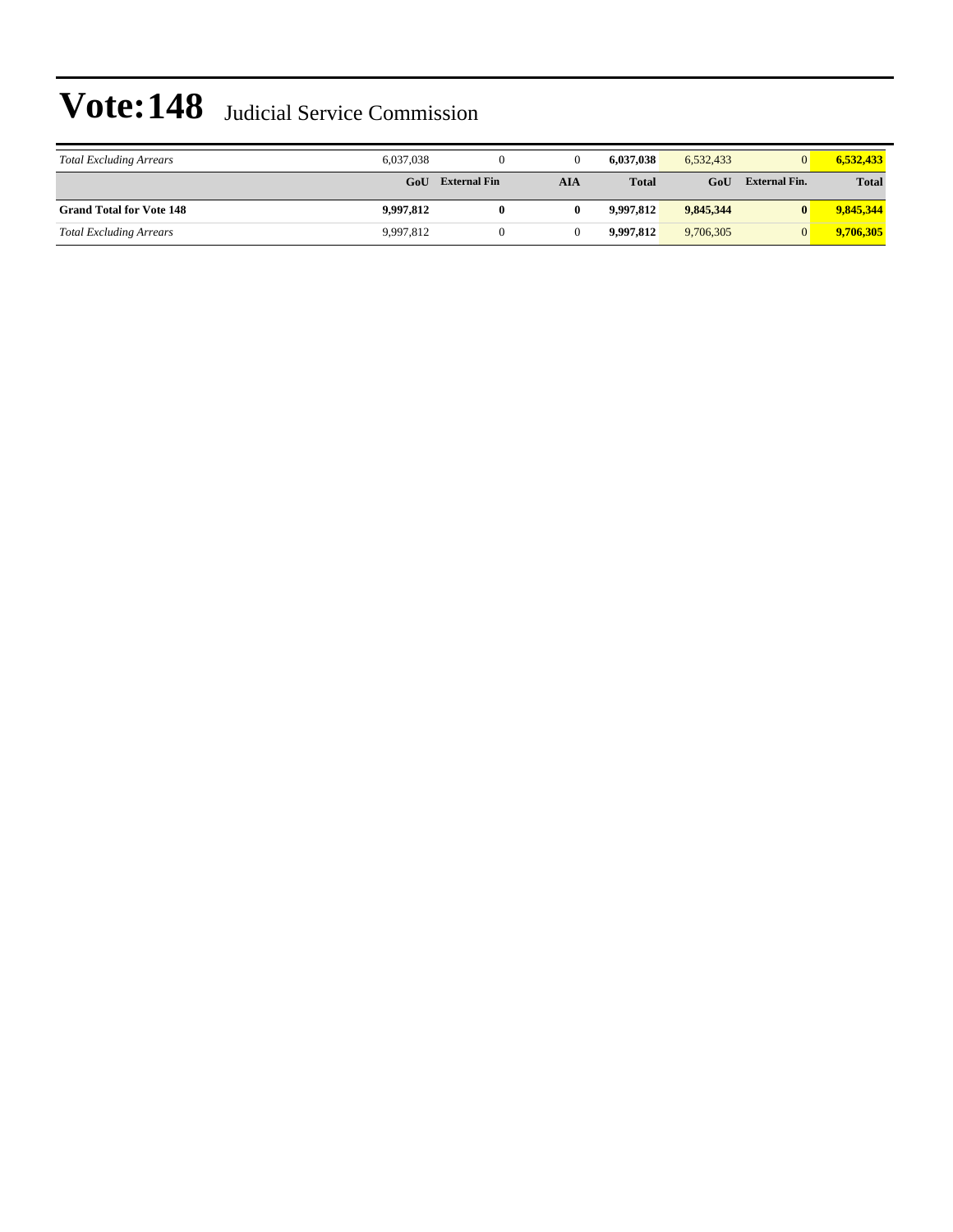# Vote:148 Judicial Service Commission

| | | | | | | | |
|---|---|---|---|---|---|---|---|
| *Total Excluding Arrears* | 6,037,038 | 0 | 0 | **6,037,038** | 6,532,433 | 0 | **6,532,433** |
| | **GoU** | **External Fin** | **AIA** | **Total** | **GoU** | **External Fin.** | **Total** |
| **Grand Total for Vote 148** | **9,997,812** | **0** | **0** | **9,997,812** | **9,845,344** | **0** | **9,845,344** |
| *Total Excluding Arrears* | 9,997,812 | 0 | 0 | **9,997,812** | 9,706,305 | 0 | **9,706,305** |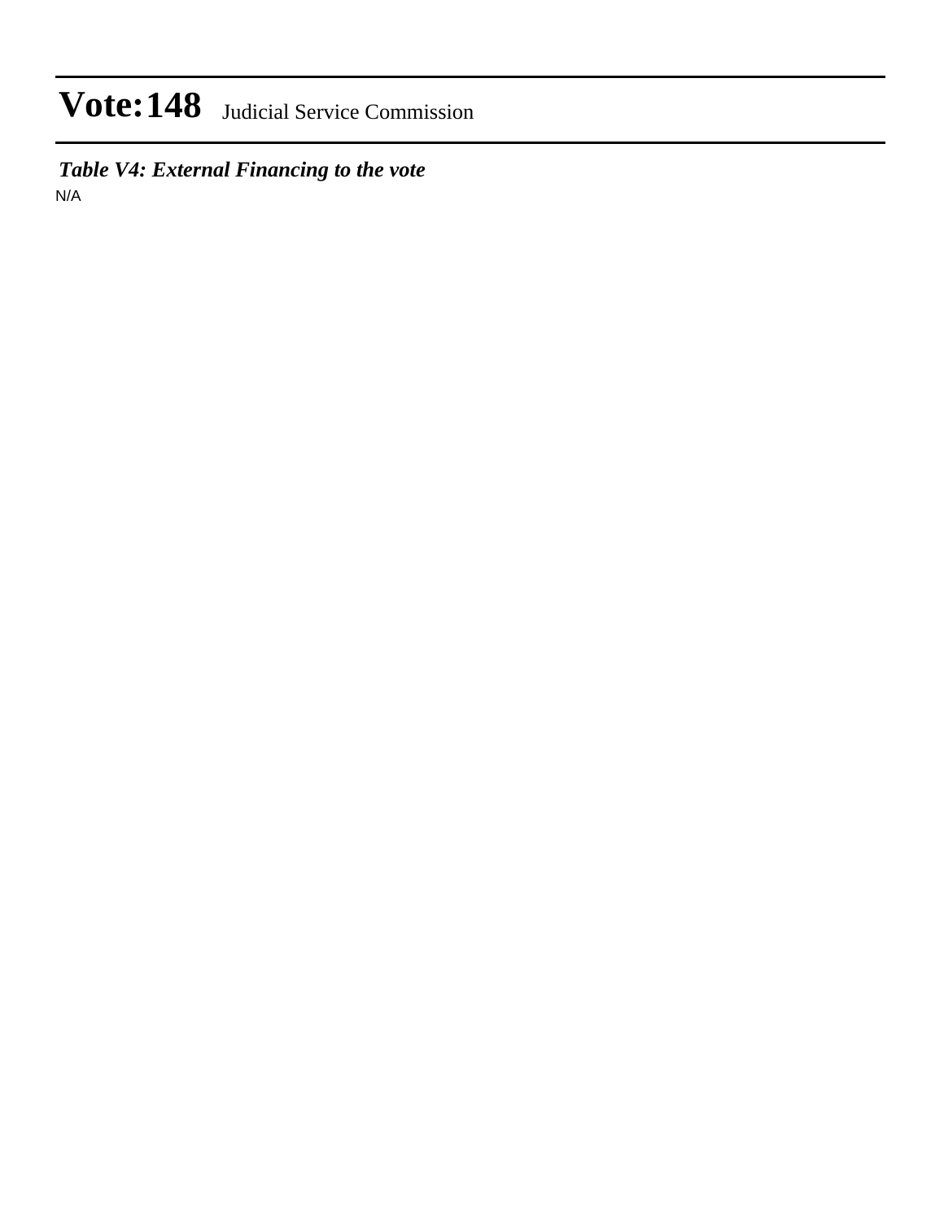# Vote:148 Judicial Service Commission

***Table V4: External Financing to the vote***

N/A